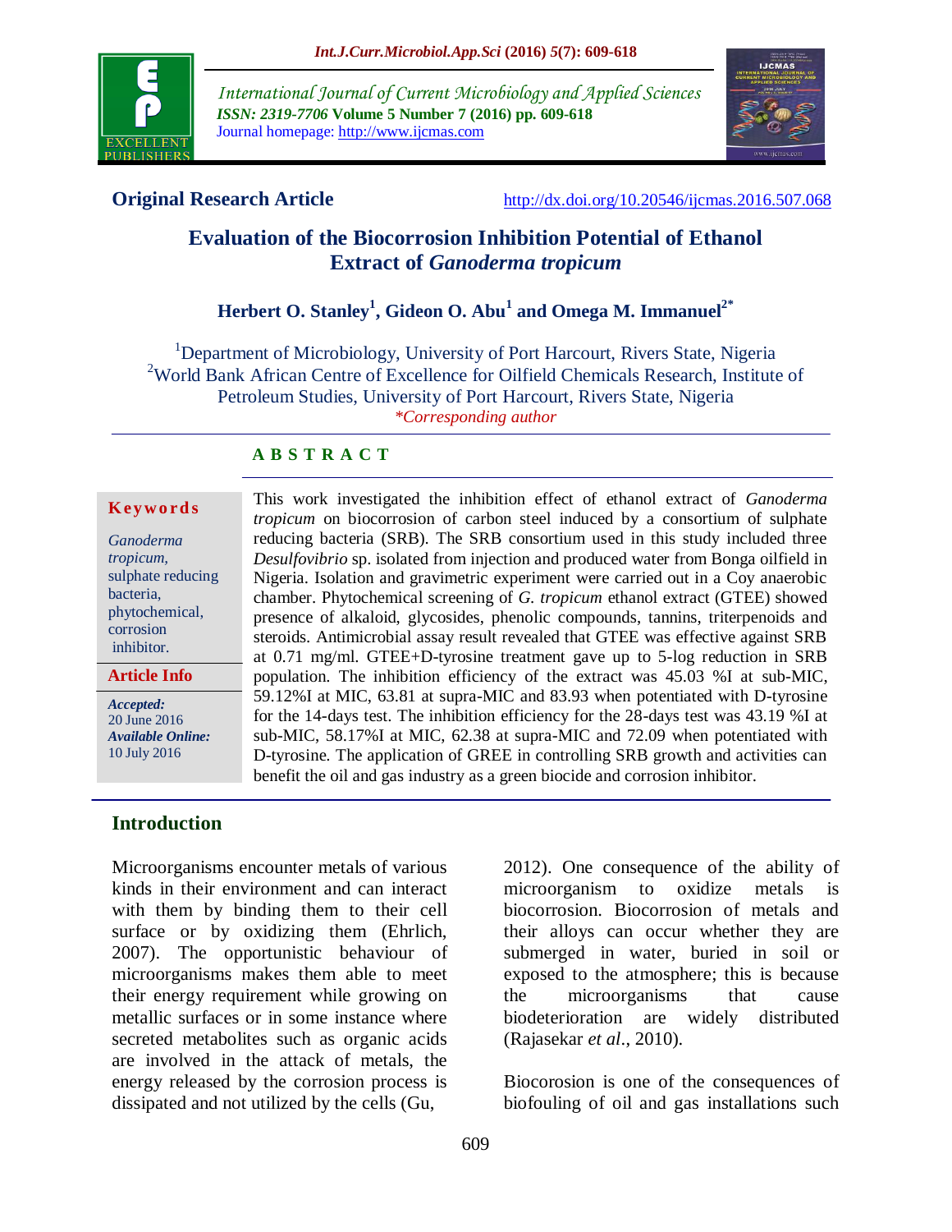International Journal of Current Microbiology and Applied Sciences
*ISSN: 2319-7706* **Volume 5 Number 7 (2016) pp. 609-618**
Journal homepage: http://www.ijcmas.com

**Original Research Article** http://dx.doi.org/10.20546/ijcmas.2016.507.068

# Evaluation of the Biocorrosion Inhibition Potential of Ethanol Extract of *Ganoderma tropicum*

**Herbert O. Stanley[1], Gideon O. Abu[1] and Omega M. Immanuel[2*]**

[1]Department of Microbiology, University of Port Harcourt, Rivers State, Nigeria
[2]World Bank African Centre of Excellence for Oilfield Chemicals Research, Institute of Petroleum Studies, University of Port Harcourt, Rivers State, Nigeria
*\*Corresponding author*

## ABSTRACT

**Keywords**

*Ganoderma tropicum,* sulphate reducing bacteria, phytochemical, corrosion inhibitor.

**Article Info**

***Accepted:*** 20 June 2016
***Available Online:*** 10 July 2016

This work investigated the inhibition effect of ethanol extract of *Ganoderma tropicum* on biocorrosion of carbon steel induced by a consortium of sulphate reducing bacteria (SRB). The SRB consortium used in this study included three *Desulfovibrio* sp. isolated from injection and produced water from Bonga oilfield in Nigeria. Isolation and gravimetric experiment were carried out in a Coy anaerobic chamber. Phytochemical screening of *G. tropicum* ethanol extract (GTEE) showed presence of alkaloid, glycosides, phenolic compounds, tannins, triterpenoids and steroids. Antimicrobial assay result revealed that GTEE was effective against SRB at 0.71 mg/ml. GTEE+D-tyrosine treatment gave up to 5-log reduction in SRB population. The inhibition efficiency of the extract was 45.03 %I at sub-MIC, 59.12%I at MIC, 63.81 at supra-MIC and 83.93 when potentiated with D-tyrosine for the 14-days test. The inhibition efficiency for the 28-days test was 43.19 %I at sub-MIC, 58.17%I at MIC, 62.38 at supra-MIC and 72.09 when potentiated with D-tyrosine. The application of GREE in controlling SRB growth and activities can benefit the oil and gas industry as a green biocide and corrosion inhibitor.

## Introduction

Microorganisms encounter metals of various kinds in their environment and can interact with them by binding them to their cell surface or by oxidizing them (Ehrlich, 2007). The opportunistic behaviour of microorganisms makes them able to meet their energy requirement while growing on metallic surfaces or in some instance where secreted metabolites such as organic acids are involved in the attack of metals, the energy released by the corrosion process is dissipated and not utilized by the cells (Gu, 2012). One consequence of the ability of microorganism to oxidize metals is biocorrosion. Biocorrosion of metals and their alloys can occur whether they are submerged in water, buried in soil or exposed to the atmosphere; this is because the microorganisms that cause biodeterioration are widely distributed (Rajasekar *et al.*, 2010).

Biocorosion is one of the consequences of biofouling of oil and gas installations such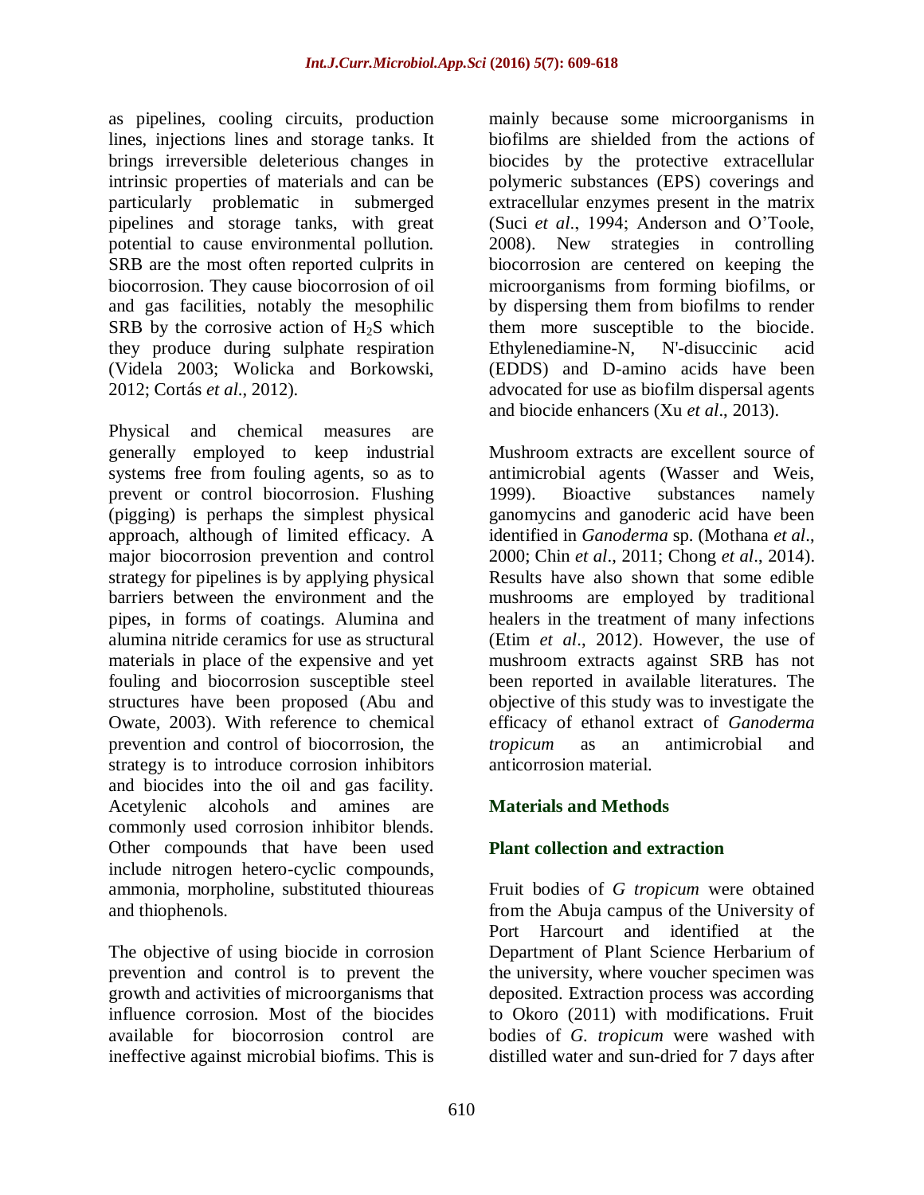as pipelines, cooling circuits, production lines, injections lines and storage tanks. It brings irreversible deleterious changes in intrinsic properties of materials and can be particularly problematic in submerged pipelines and storage tanks, with great potential to cause environmental pollution. SRB are the most often reported culprits in biocorrosion. They cause biocorrosion of oil and gas facilities, notably the mesophilic SRB by the corrosive action of $H_2S$ which they produce during sulphate respiration (Videla 2003; Wolicka and Borkowski, 2012; Cortás *et al*., 2012).

Physical and chemical measures are generally employed to keep industrial systems free from fouling agents, so as to prevent or control biocorrosion. Flushing (pigging) is perhaps the simplest physical approach, although of limited efficacy. A major biocorrosion prevention and control strategy for pipelines is by applying physical barriers between the environment and the pipes, in forms of coatings. Alumina and alumina nitride ceramics for use as structural materials in place of the expensive and yet fouling and biocorrosion susceptible steel structures have been proposed (Abu and Owate, 2003). With reference to chemical prevention and control of biocorrosion, the strategy is to introduce corrosion inhibitors and biocides into the oil and gas facility. Acetylenic alcohols and amines are commonly used corrosion inhibitor blends. Other compounds that have been used include nitrogen hetero-cyclic compounds, ammonia, morpholine, substituted thioureas and thiophenols.

The objective of using biocide in corrosion prevention and control is to prevent the growth and activities of microorganisms that influence corrosion. Most of the biocides available for biocorrosion control are ineffective against microbial biofims. This is mainly because some microorganisms in biofilms are shielded from the actions of biocides by the protective extracellular polymeric substances (EPS) coverings and extracellular enzymes present in the matrix (Suci *et al*., 1994; Anderson and O'Toole, 2008). New strategies in controlling biocorrosion are centered on keeping the microorganisms from forming biofilms, or by dispersing them from biofilms to render them more susceptible to the biocide. Ethylenediamine-N, N'-disuccinic acid (EDDS) and D-amino acids have been advocated for use as biofilm dispersal agents and biocide enhancers (Xu *et al*., 2013).

Mushroom extracts are excellent source of antimicrobial agents (Wasser and Weis, 1999). Bioactive substances namely ganomycins and ganoderic acid have been identified in *Ganoderma* sp. (Mothana *et al*., 2000; Chin *et al*., 2011; Chong *et al*., 2014). Results have also shown that some edible mushrooms are employed by traditional healers in the treatment of many infections (Etim *et al*., 2012). However, the use of mushroom extracts against SRB has not been reported in available literatures. The objective of this study was to investigate the efficacy of ethanol extract of *Ganoderma tropicum* as an antimicrobial and anticorrosion material.

## Materials and Methods

### Plant collection and extraction

Fruit bodies of *G tropicum* were obtained from the Abuja campus of the University of Port Harcourt and identified at the Department of Plant Science Herbarium of the university, where voucher specimen was deposited. Extraction process was according to Okoro (2011) with modifications. Fruit bodies of *G. tropicum* were washed with distilled water and sun-dried for 7 days after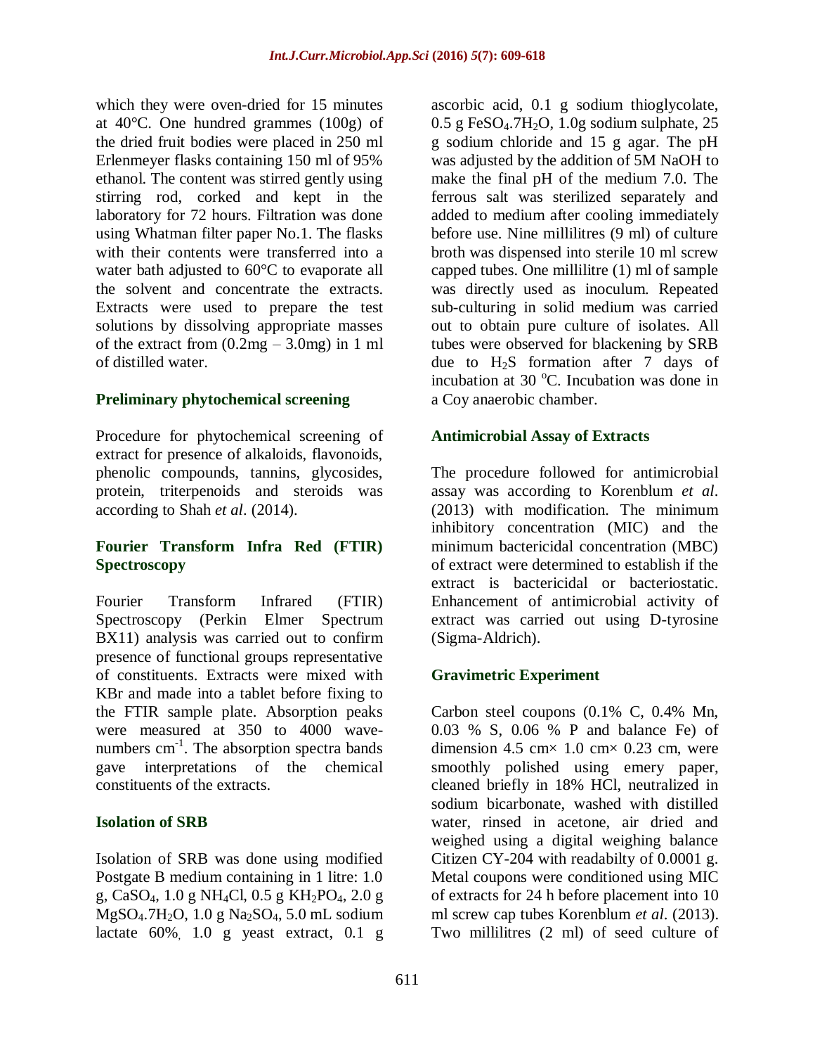which they were oven-dried for 15 minutes at 40°C. One hundred grammes (100g) of the dried fruit bodies were placed in 250 ml Erlenmeyer flasks containing 150 ml of 95% ethanol. The content was stirred gently using stirring rod, corked and kept in the laboratory for 72 hours. Filtration was done using Whatman filter paper No.1. The flasks with their contents were transferred into a water bath adjusted to 60°C to evaporate all the solvent and concentrate the extracts. Extracts were used to prepare the test solutions by dissolving appropriate masses of the extract from (0.2mg – 3.0mg) in 1 ml of distilled water.

## Preliminary phytochemical screening

Procedure for phytochemical screening of extract for presence of alkaloids, flavonoids, phenolic compounds, tannins, glycosides, protein, triterpenoids and steroids was according to Shah *et al*. (2014).

## Fourier Transform Infra Red (FTIR) Spectroscopy

Fourier Transform Infrared (FTIR) Spectroscopy (Perkin Elmer Spectrum BX11) analysis was carried out to confirm presence of functional groups representative of constituents. Extracts were mixed with KBr and made into a tablet before fixing to the FTIR sample plate. Absorption peaks were measured at 350 to 4000 wave-numbers $cm^{-1}$. The absorption spectra bands gave interpretations of the chemical constituents of the extracts.

## Isolation of SRB

Isolation of SRB was done using modified Postgate B medium containing in 1 litre: 1.0 g, $CaSO_4$, 1.0 g $NH_4Cl$, 0.5 g $KH_2PO_4$, 2.0 g $MgSO_4.7H_2O$, 1.0 g $Na_2SO_4$, 5.0 mL sodium lactate 60%, 1.0 g yeast extract, 0.1 g ascorbic acid, 0.1 g sodium thioglycolate, 0.5 g $FeSO_4.7H_2O$, 1.0g sodium sulphate, 25 g sodium chloride and 15 g agar. The pH was adjusted by the addition of 5M NaOH to make the final pH of the medium 7.0. The ferrous salt was sterilized separately and added to medium after cooling immediately before use. Nine millilitres (9 ml) of culture broth was dispensed into sterile 10 ml screw capped tubes. One millilitre (1) ml of sample was directly used as inoculum. Repeated sub-culturing in solid medium was carried out to obtain pure culture of isolates. All tubes were observed for blackening by SRB due to $H_2S$ formation after 7 days of incubation at 30 °C. Incubation was done in a Coy anaerobic chamber.

## Antimicrobial Assay of Extracts

The procedure followed for antimicrobial assay was according to Korenblum *et al*. (2013) with modification. The minimum inhibitory concentration (MIC) and the minimum bactericidal concentration (MBC) of extract were determined to establish if the extract is bactericidal or bacteriostatic. Enhancement of antimicrobial activity of extract was carried out using D-tyrosine (Sigma-Aldrich).

## Gravimetric Experiment

Carbon steel coupons (0.1% C, 0.4% Mn, 0.03 % S, 0.06 % P and balance Fe) of dimension 4.5 cm× 1.0 cm× 0.23 cm, were smoothly polished using emery paper, cleaned briefly in 18% HCl, neutralized in sodium bicarbonate, washed with distilled water, rinsed in acetone, air dried and weighed using a digital weighing balance Citizen CY-204 with readabilty of 0.0001 g. Metal coupons were conditioned using MIC of extracts for 24 h before placement into 10 ml screw cap tubes Korenblum *et al*. (2013). Two millilitres (2 ml) of seed culture of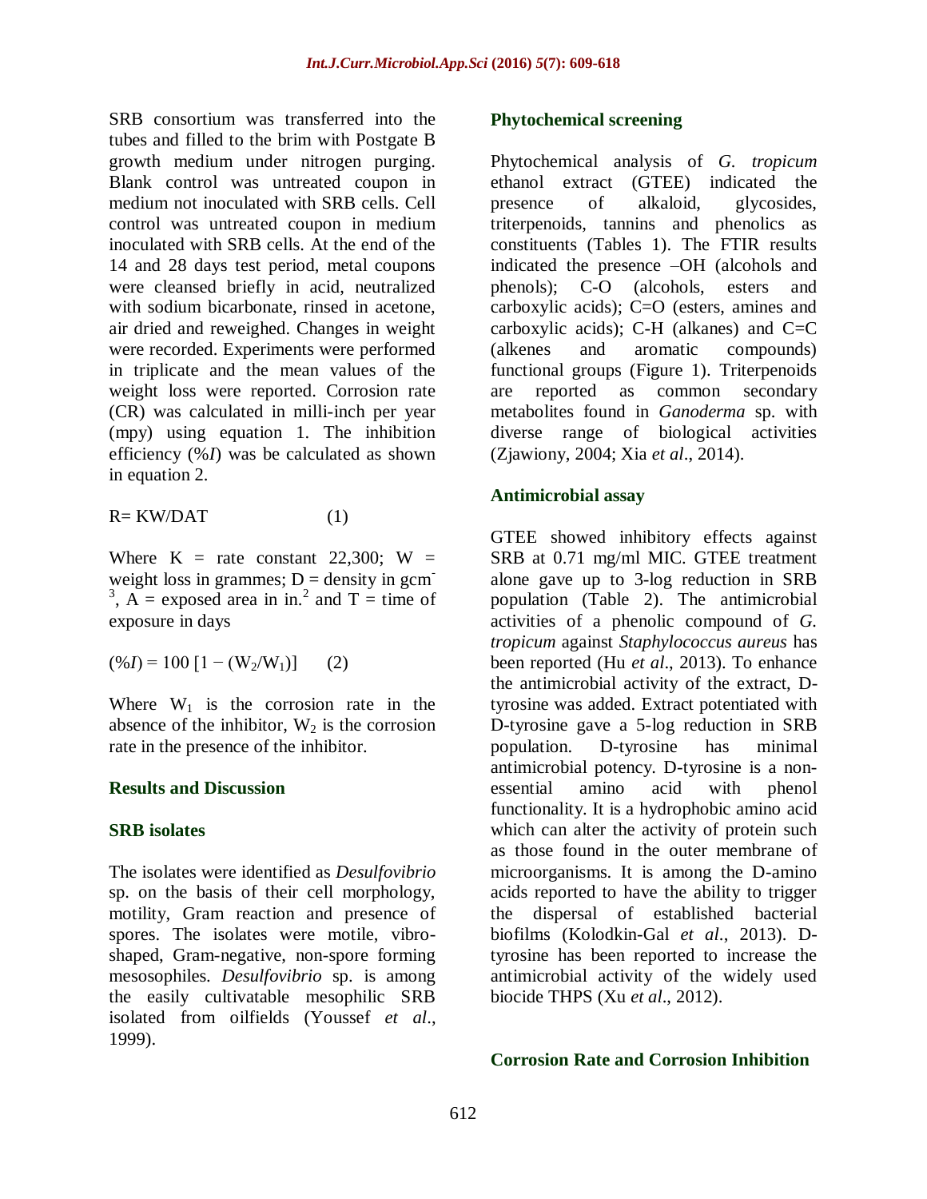SRB consortium was transferred into the tubes and filled to the brim with Postgate B growth medium under nitrogen purging. Blank control was untreated coupon in medium not inoculated with SRB cells. Cell control was untreated coupon in medium inoculated with SRB cells. At the end of the 14 and 28 days test period, metal coupons were cleansed briefly in acid, neutralized with sodium bicarbonate, rinsed in acetone, air dried and reweighed. Changes in weight were recorded. Experiments were performed in triplicate and the mean values of the weight loss were reported. Corrosion rate (CR) was calculated in milli-inch per year (mpy) using equation 1. The inhibition efficiency (%*I*) was be calculated as shown in equation 2.

$$R = KW/DAT \qquad (1)$$

Where K = rate constant 22,300; W = weight loss in grammes; D = density in $gcm^{-3}$, A = exposed area in $in.^2$ and T = time of exposure in days

$$(\%I) = 100\,[1 - (W_2/W_1)] \qquad (2)$$

Where $W_1$ is the corrosion rate in the absence of the inhibitor, $W_2$ is the corrosion rate in the presence of the inhibitor.

## Results and Discussion

### SRB isolates

The isolates were identified as *Desulfovibrio* sp. on the basis of their cell morphology, motility, Gram reaction and presence of spores. The isolates were motile, vibro-shaped, Gram-negative, non-spore forming mesosophiles. *Desulfovibrio* sp. is among the easily cultivatable mesophilic SRB isolated from oilfields (Youssef *et al*., 1999).

### Phytochemical screening

Phytochemical analysis of *G. tropicum* ethanol extract (GTEE) indicated the presence of alkaloid, glycosides, triterpenoids, tannins and phenolics as constituents (Tables 1). The FTIR results indicated the presence –OH (alcohols and phenols); C-O (alcohols, esters and carboxylic acids); C=O (esters, amines and carboxylic acids); C-H (alkanes) and C=C (alkenes and aromatic compounds) functional groups (Figure 1). Triterpenoids are reported as common secondary metabolites found in *Ganoderma* sp. with diverse range of biological activities (Zjawiony, 2004; Xia *et al*., 2014).

### Antimicrobial assay

GTEE showed inhibitory effects against SRB at 0.71 mg/ml MIC. GTEE treatment alone gave up to 3-log reduction in SRB population (Table 2). The antimicrobial activities of a phenolic compound of *G. tropicum* against *Staphylococcus aureus* has been reported (Hu *et al*., 2013). To enhance the antimicrobial activity of the extract, D-tyrosine was added. Extract potentiated with D-tyrosine gave a 5-log reduction in SRB population. D-tyrosine has minimal antimicrobial potency. D-tyrosine is a non-essential amino acid with phenol functionality. It is a hydrophobic amino acid which can alter the activity of protein such as those found in the outer membrane of microorganisms. It is among the D-amino acids reported to have the ability to trigger the dispersal of established bacterial biofilms (Kolodkin-Gal *et al*., 2013). D-tyrosine has been reported to increase the antimicrobial activity of the widely used biocide THPS (Xu *et al*., 2012).

### Corrosion Rate and Corrosion Inhibition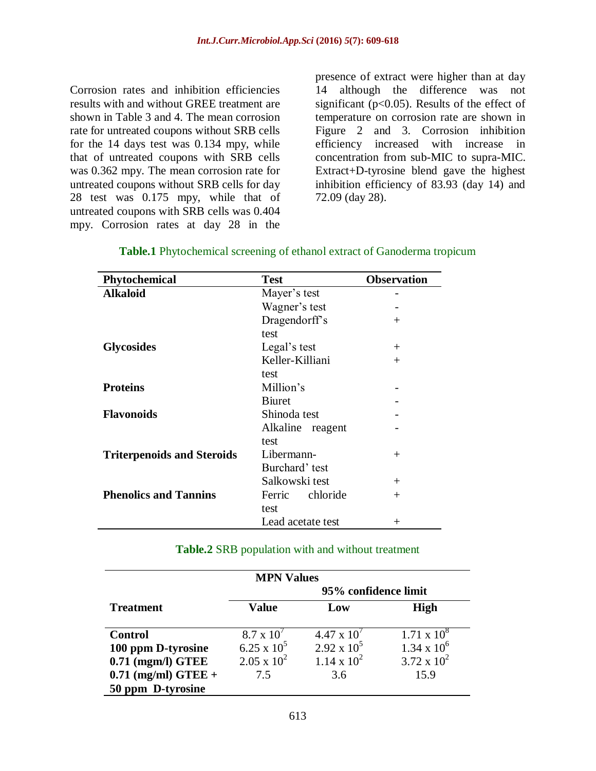Corrosion rates and inhibition efficiencies results with and without GREE treatment are shown in Table 3 and 4. The mean corrosion rate for untreated coupons without SRB cells for the 14 days test was 0.134 mpy, while that of untreated coupons with SRB cells was 0.362 mpy. The mean corrosion rate for untreated coupons without SRB cells for day 28 test was 0.175 mpy, while that of untreated coupons with SRB cells was 0.404 mpy. Corrosion rates at day 28 in the presence of extract were higher than at day 14 although the difference was not significant ($p<0.05$). Results of the effect of temperature on corrosion rate are shown in Figure 2 and 3. Corrosion inhibition efficiency increased with increase in concentration from sub-MIC to supra-MIC. Extract+D-tyrosine blend gave the highest inhibition efficiency of 83.93 (day 14) and 72.09 (day 28).

**Table.1** Phytochemical screening of ethanol extract of Ganoderma tropicum

| Phytochemical | Test | Observation |
|---|---|---|
| **Alkaloid** | Mayer's test | - |
| | Wagner's test | - |
| | Dragendorff's test | + |
| **Glycosides** | Legal's test | + |
| | Keller-Killiani test | + |
| **Proteins** | Million's | - |
| | Biuret | - |
| **Flavonoids** | Shinoda test | - |
| | Alkaline reagent test | - |
| **Triterpenoids and Steroids** | Libermann-Burchard' test | + |
| | Salkowski test | + |
| **Phenolics and Tannins** | Ferric chloride test | + |
| | Lead acetate test | + |

**Table.2** SRB population with and without treatment

| | MPN Values | | |
|---|---|---|---|
| | | 95% confidence limit | |
| **Treatment** | **Value** | **Low** | **High** |
| **Control** | $8.7 \times 10^7$ | $4.47 \times 10^7$ | $1.71 \times 10^8$ |
| **100 ppm D-tyrosine** | $6.25 \times 10^5$ | $2.92 \times 10^5$ | $1.34 \times 10^6$ |
| **0.71 (mgm/l) GTEE** | $2.05 \times 10^2$ | $1.14 \times 10^2$ | $3.72 \times 10^2$ |
| **0.71 (mg/ml) GTEE + 50 ppm D-tyrosine** | 7.5 | 3.6 | 15.9 |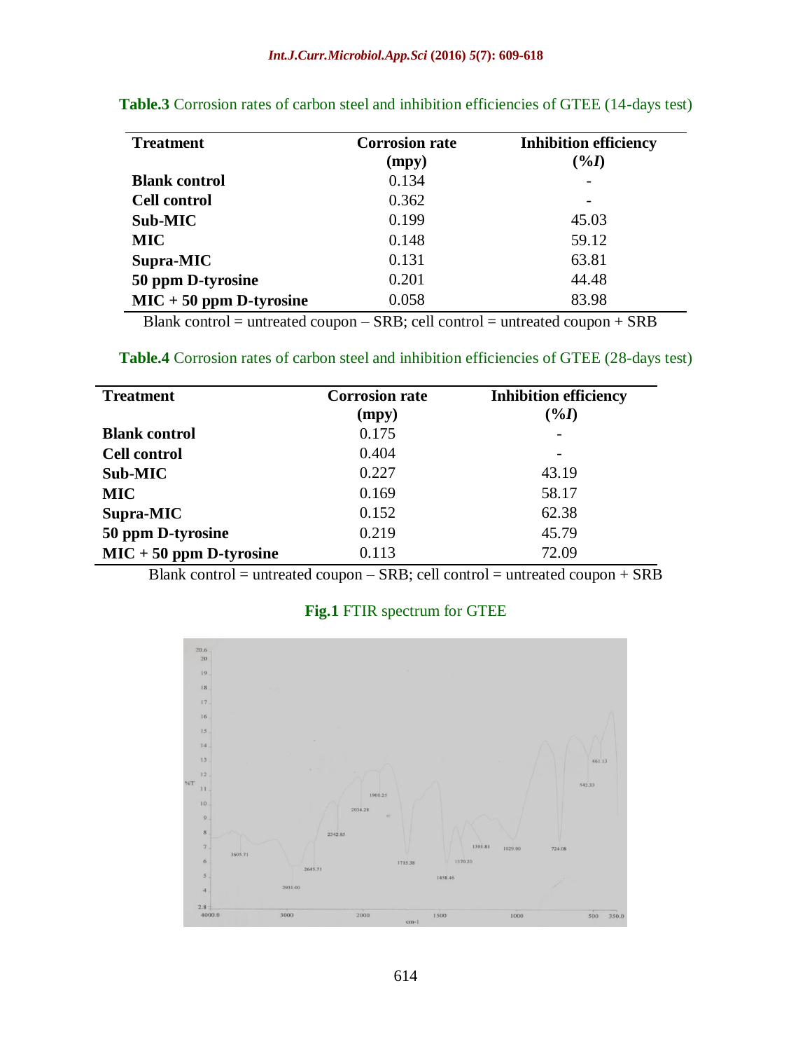**Table.3** Corrosion rates of carbon steel and inhibition efficiencies of GTEE (14-days test)

| Treatment | Corrosion rate (mpy) | Inhibition efficiency (%*I*) |
|---|---|---|
| **Blank control** | 0.134 | - |
| **Cell control** | 0.362 | - |
| **Sub-MIC** | 0.199 | 45.03 |
| **MIC** | 0.148 | 59.12 |
| **Supra-MIC** | 0.131 | 63.81 |
| **50 ppm D-tyrosine** | 0.201 | 44.48 |
| **MIC + 50 ppm D-tyrosine** | 0.058 | 83.98 |

Blank control = untreated coupon – SRB; cell control = untreated coupon + SRB

**Table.4** Corrosion rates of carbon steel and inhibition efficiencies of GTEE (28-days test)

| Treatment | Corrosion rate (mpy) | Inhibition efficiency (%*I*) |
|---|---|---|
| **Blank control** | 0.175 | - |
| **Cell control** | 0.404 | - |
| **Sub-MIC** | 0.227 | 43.19 |
| **MIC** | 0.169 | 58.17 |
| **Supra-MIC** | 0.152 | 62.38 |
| **50 ppm D-tyrosine** | 0.219 | 45.79 |
| **MIC + 50 ppm D-tyrosine** | 0.113 | 72.09 |

Blank control = untreated coupon – SRB; cell control = untreated coupon + SRB

**Fig.1** FTIR spectrum for GTEE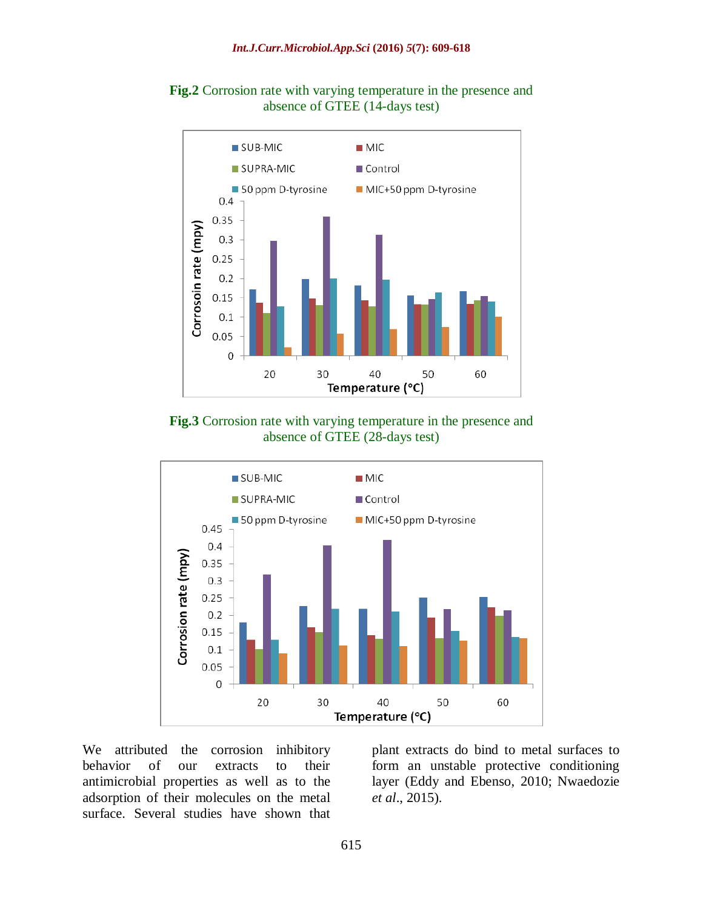**Fig.2** Corrosion rate with varying temperature in the presence and absence of GTEE (14-days test)

**Fig.3** Corrosion rate with varying temperature in the presence and absence of GTEE (28-days test)

We attributed the corrosion inhibitory behavior of our extracts to their antimicrobial properties as well as to the adsorption of their molecules on the metal surface. Several studies have shown that plant extracts do bind to metal surfaces to form an unstable protective conditioning layer (Eddy and Ebenso, 2010; Nwaedozie *et al*., 2015).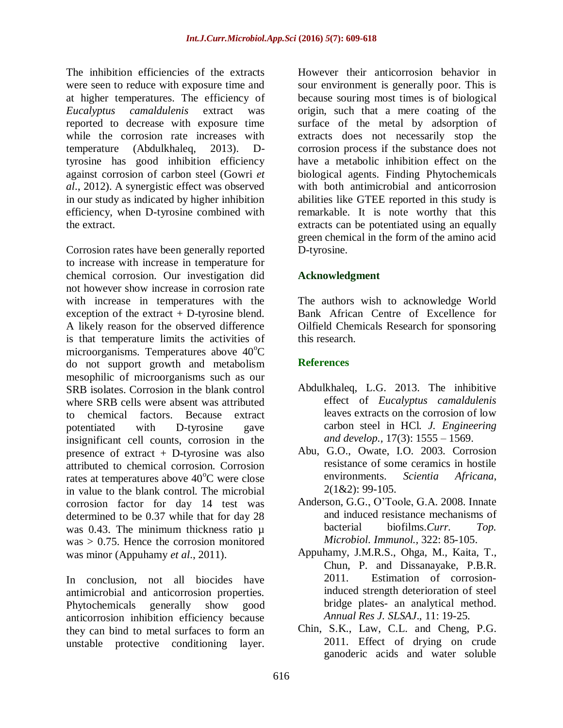The inhibition efficiencies of the extracts were seen to reduce with exposure time and at higher temperatures. The efficiency of *Eucalyptus camaldulenis* extract was reported to decrease with exposure time while the corrosion rate increases with temperature (Abdulkhaleq, 2013). D-tyrosine has good inhibition efficiency against corrosion of carbon steel (Gowri *et al*., 2012). A synergistic effect was observed in our study as indicated by higher inhibition efficiency, when D-tyrosine combined with the extract.

Corrosion rates have been generally reported to increase with increase in temperature for chemical corrosion. Our investigation did not however show increase in corrosion rate with increase in temperatures with the exception of the extract + D-tyrosine blend. A likely reason for the observed difference is that temperature limits the activities of microorganisms. Temperatures above $40^{o}C$ do not support growth and metabolism mesophilic of microorganisms such as our SRB isolates. Corrosion in the blank control where SRB cells were absent was attributed to chemical factors. Because extract potentiated with D-tyrosine gave insignificant cell counts, corrosion in the presence of extract + D-tyrosine was also attributed to chemical corrosion. Corrosion rates at temperatures above $40^{o}C$ were close in value to the blank control. The microbial corrosion factor for day 14 test was determined to be 0.37 while that for day 28 was 0.43. The minimum thickness ratio $\mu$ was $> 0.75$. Hence the corrosion monitored was minor (Appuhamy *et al*., 2011).

In conclusion, not all biocides have antimicrobial and anticorrosion properties. Phytochemicals generally show good anticorrosion inhibition efficiency because they can bind to metal surfaces to form an unstable protective conditioning layer. However their anticorrosion behavior in sour environment is generally poor. This is because souring most times is of biological origin, such that a mere coating of the surface of the metal by adsorption of extracts does not necessarily stop the corrosion process if the substance does not have a metabolic inhibition effect on the biological agents. Finding Phytochemicals with both antimicrobial and anticorrosion abilities like GTEE reported in this study is remarkable. It is note worthy that this extracts can be potentiated using an equally green chemical in the form of the amino acid D-tyrosine.

## Acknowledgment

The authors wish to acknowledge World Bank African Centre of Excellence for Oilfield Chemicals Research for sponsoring this research.

## References

Abdulkhaleq, L.G. 2013. The inhibitive effect of *Eucalyptus camaldulenis* leaves extracts on the corrosion of low carbon steel in HCl. *J. Engineering and develop.*, 17(3): 1555 – 1569.

Abu, G.O., Owate, I.O. 2003. Corrosion resistance of some ceramics in hostile environments. *Scientia Africana*, 2(1&2): 99-105.

Anderson, G.G., O'Toole, G.A. 2008. Innate and induced resistance mechanisms of bacterial biofilms.*Curr. Top. Microbiol. Immunol.*, 322: 85-105.

Appuhamy, J.M.R.S., Ohga, M., Kaita, T., Chun, P. and Dissanayake, P.B.R. 2011. Estimation of corrosion-induced strength deterioration of steel bridge plates- an analytical method. *Annual Res J. SLSAJ*., 11: 19-25.

Chin, S.K., Law, C.L. and Cheng, P.G. 2011. Effect of drying on crude ganoderic acids and water soluble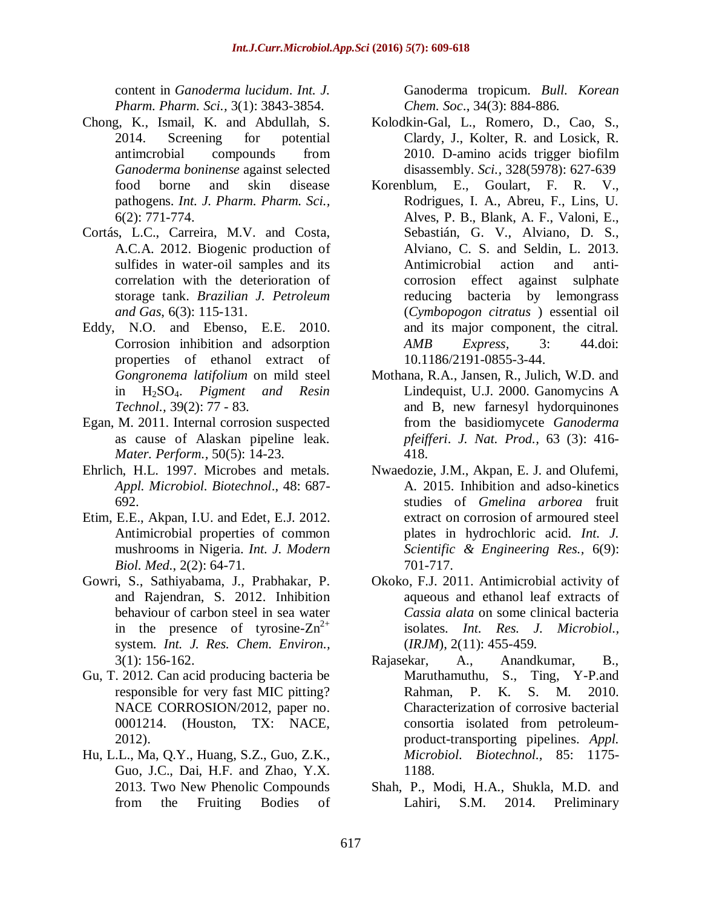content in *Ganoderma lucidum*. *Int. J. Pharm. Pharm. Sci.,* 3(1): 3843-3854.

Chong, K., Ismail, K. and Abdullah, S. 2014. Screening for potential antimcrobial compounds from *Ganoderma boninense* against selected food borne and skin disease pathogens. *Int. J. Pharm. Pharm. Sci.,* 6(2): 771-774.

Cortás, L.C., Carreira, M.V. and Costa, A.C.A. 2012. Biogenic production of sulfides in water-oil samples and its correlation with the deterioration of storage tank. *Brazilian J. Petroleum and Gas,* 6(3): 115-131.

Eddy, N.O. and Ebenso, E.E. 2010. Corrosion inhibition and adsorption properties of ethanol extract of *Gongronema latifolium* on mild steel in $H_2SO_4$. *Pigment and Resin Technol.,* 39(2): 77 - 83.

Egan, M. 2011. Internal corrosion suspected as cause of Alaskan pipeline leak. *Mater. Perform.,* 50(5): 14-23.

Ehrlich, H.L. 1997. Microbes and metals. *Appl. Microbiol. Biotechnol*., 48: 687-692.

Etim, E.E., Akpan, I.U. and Edet, E.J. 2012. Antimicrobial properties of common mushrooms in Nigeria. *Int. J. Modern Biol. Med.*, 2(2): 64-71.

Gowri, S., Sathiyabama, J., Prabhakar, P. and Rajendran, S. 2012. Inhibition behaviour of carbon steel in sea water in the presence of tyrosine-$Zn^{2+}$ system. *Int. J. Res. Chem. Environ.,* 3(1): 156-162.

Gu, T. 2012. Can acid producing bacteria be responsible for very fast MIC pitting? NACE CORROSION/2012, paper no. 0001214. (Houston, TX: NACE, 2012).

Hu, L.L., Ma, Q.Y., Huang, S.Z., Guo, Z.K., Guo, J.C., Dai, H.F. and Zhao, Y.X. 2013. Two New Phenolic Compounds from the Fruiting Bodies of Ganoderma tropicum. *Bull. Korean Chem. Soc*., 34(3): 884-886.

Kolodkin-Gal, L., Romero, D., Cao, S., Clardy, J., Kolter, R. and Losick, R. 2010. D-amino acids trigger biofilm disassembly. *Sci.,* 328(5978): 627-639

Korenblum, E., Goulart, F. R. V., Rodrigues, I. A., Abreu, F., Lins, U. Alves, P. B., Blank, A. F., Valoni, E., Sebastián, G. V., Alviano, D. S., Alviano, C. S. and Seldin, L. 2013. Antimicrobial action and anti-corrosion effect against sulphate reducing bacteria by lemongrass (*Cymbopogon citratus* ) essential oil and its major component, the citral. *AMB Express*, 3: 44.doi: 10.1186/2191-0855-3-44.

Mothana, R.A., Jansen, R., Julich, W.D. and Lindequist, U.J. 2000. Ganomycins A and B, new farnesyl hydorquinones from the basidiomycete *Ganoderma pfeifferi*. *J. Nat. Prod.,* 63 (3): 416-418.

Nwaedozie, J.M., Akpan, E. J. and Olufemi, A. 2015. Inhibition and adso-kinetics studies of *Gmelina arborea* fruit extract on corrosion of armoured steel plates in hydrochloric acid. *Int. J. Scientific & Engineering Res.,* 6(9): 701-717.

Okoko, F.J. 2011. Antimicrobial activity of aqueous and ethanol leaf extracts of *Cassia alata* on some clinical bacteria isolates. *Int. Res. J. Microbiol.,* (*IRJM*), 2(11): 455-459.

Rajasekar, A., Anandkumar, B., Maruthamuthu, S., Ting, Y-P.and Rahman, P. K. S. M. 2010. Characterization of corrosive bacterial consortia isolated from petroleum-product-transporting pipelines. *Appl. Microbiol. Biotechnol.,* 85: 1175-1188.

Shah, P., Modi, H.A., Shukla, M.D. and Lahiri, S.M. 2014. Preliminary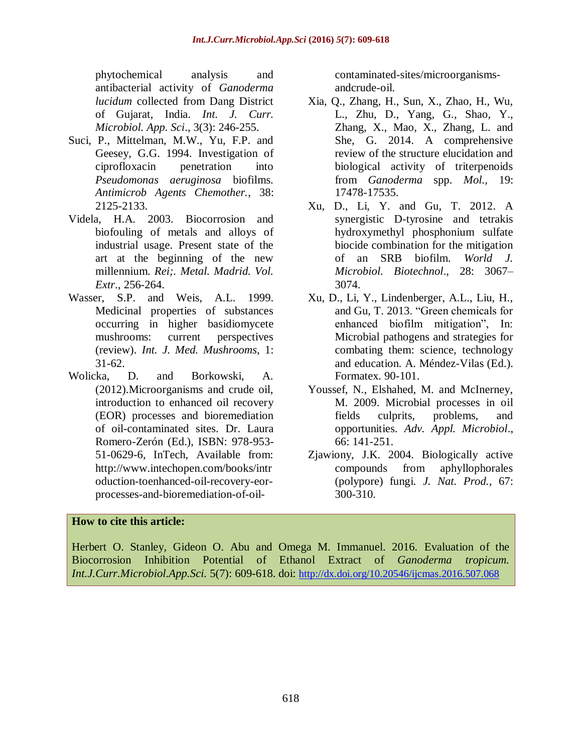phytochemical analysis and antibacterial activity of *Ganoderma lucidum* collected from Dang District of Gujarat, India. *Int. J. Curr. Microbiol. App. Sci*., 3(3): 246-255.

Suci, P., Mittelman, M.W., Yu, F.P. and Geesey, G.G. 1994. Investigation of ciprofloxacin penetration into *Pseudomonas aeruginosa* biofilms. *Antimicrob Agents Chemother.,* 38: 2125-2133.

Videla, H.A. 2003. Biocorrosion and biofouling of metals and alloys of industrial usage. Present state of the art at the beginning of the new millennium. *Rei;. Metal. Madrid. Vol. Extr.*, 256-264.

Wasser, S.P. and Weis, A.L. 1999. Medicinal properties of substances occurring in higher basidiomycete mushrooms: current perspectives (review). *Int. J. Med. Mushrooms,* 1: 31-62.

Wolicka, D. and Borkowski, A. (2012).Microorganisms and crude oil, introduction to enhanced oil recovery (EOR) processes and bioremediation of oil-contaminated sites. Dr. Laura Romero-Zerón (Ed.), ISBN: 978-953-51-0629-6, InTech, Available from: http://www.intechopen.com/books/introduction-toenhanced-oil-recovery-eor-processes-and-bioremediation-of-oil-contaminated-sites/microorganisms-andcrude-oil.

Xia, Q., Zhang, H., Sun, X., Zhao, H., Wu, L., Zhu, D., Yang, G., Shao, Y., Zhang, X., Mao, X., Zhang, L. and She, G. 2014. A comprehensive review of the structure elucidation and biological activity of triterpenoids from *Ganoderma* spp. *Mol.,* 19: 17478-17535.

Xu, D., Li, Y. and Gu, T. 2012. A synergistic D-tyrosine and tetrakis hydroxymethyl phosphonium sulfate biocide combination for the mitigation of an SRB biofilm. *World J. Microbiol. Biotechnol*., 28: 3067–3074.

Xu, D., Li, Y., Lindenberger, A.L., Liu, H., and Gu, T. 2013. "Green chemicals for enhanced biofilm mitigation", In: Microbial pathogens and strategies for combating them: science, technology and education. A. Méndez-Vilas (Ed.). Formatex. 90-101.

Youssef, N., Elshahed, M. and McInerney, M. 2009. Microbial processes in oil fields culprits, problems, and opportunities. *Adv. Appl. Microbiol*., 66: 141-251.

Zjawiony, J.K. 2004. Biologically active compounds from aphyllophorales (polypore) fungi. *J. Nat. Prod.,* 67: 300-310.

**How to cite this article:**

Herbert O. Stanley, Gideon O. Abu and Omega M. Immanuel. 2016. Evaluation of the Biocorrosion Inhibition Potential of Ethanol Extract of *Ganoderma tropicum. Int.J.Curr.Microbiol.App.Sci.* 5(7): 609-618. doi: http://dx.doi.org/10.20546/ijcmas.2016.507.068